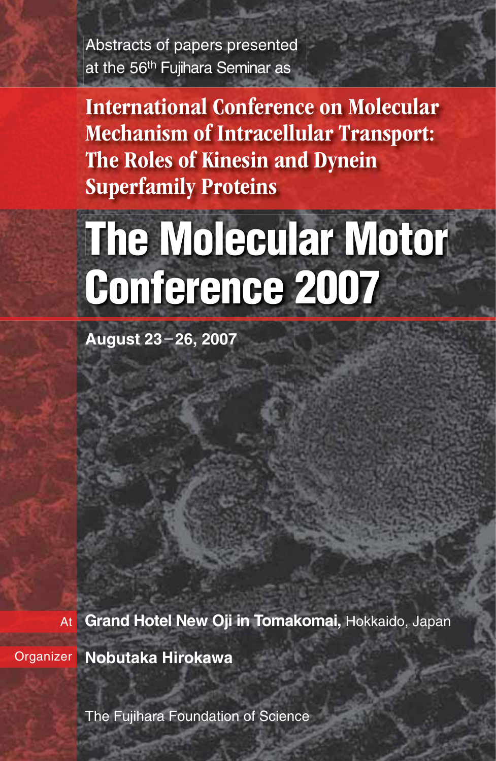Abstracts of papers presented at the 56th Fujihara Seminar as

# International Conference on Molecular Mechanism of Intracellular Transport: The Roles of Kinesin and Dynein Superfamily Proteins

# The Molecular Motor Conference 2007

**August 23–26, 2007**

At **Grand Hotel New Oji in Tomakomai,** Hokkaido, Japan

Organizer **Nobutaka Hirokawa**

The Fujihara Foundation of Science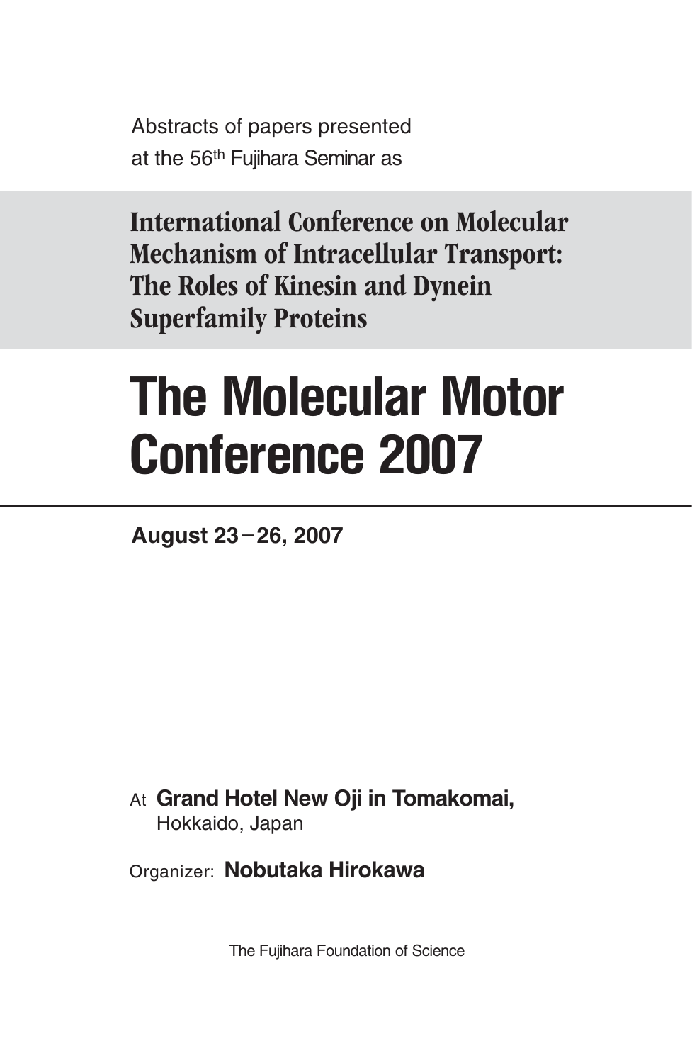Abstracts of papers presented
at the 56th Fujihara Seminar as

## International Conference on Molecular Mechanism of Intracellular Transport: The Roles of Kinesin and Dynein Superfamily Proteins

# The Molecular Motor Conference 2007

**August 23−26, 2007**

At **Grand Hotel New Oji in Tomakomai,**
Hokkaido, Japan

Organizer: **Nobutaka Hirokawa**

The Fujihara Foundation of Science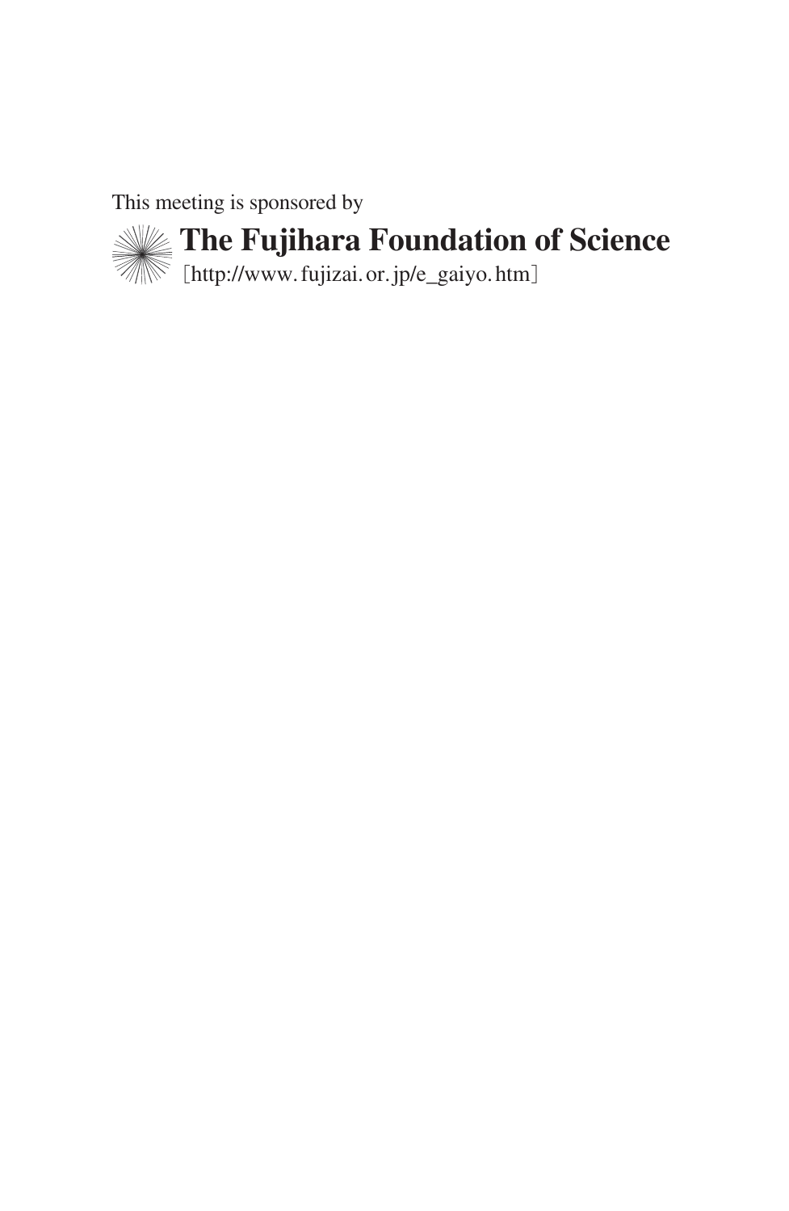This meeting is sponsored by

**The Fujihara Foundation of Science**

[http://www.fujizai.or.jp/e_gaiyo.htm]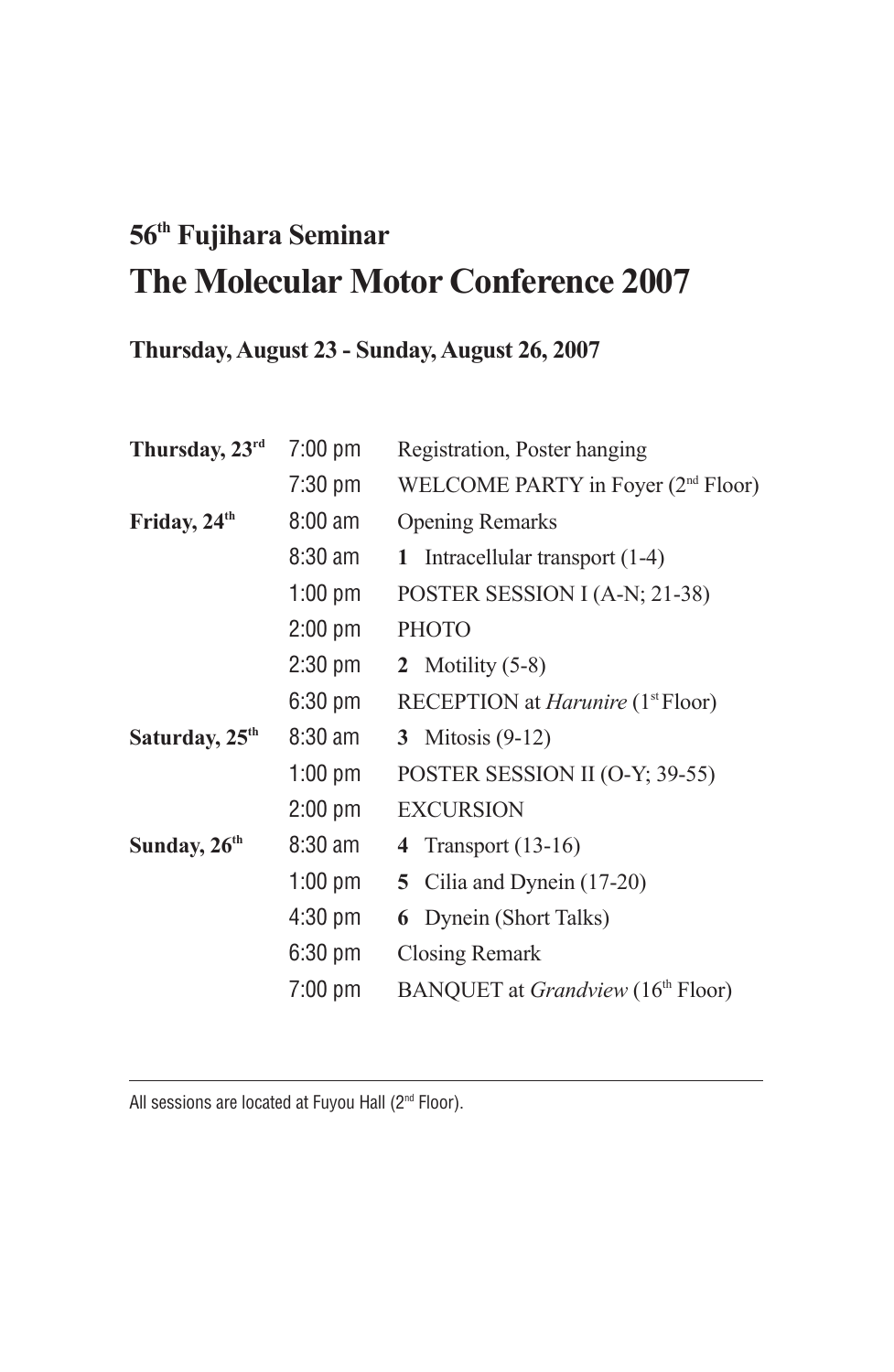## 56th Fujihara Seminar

# The Molecular Motor Conference 2007

**Thursday, August 23 - Sunday, August 26, 2007**

| | | |
|---|---|---|
| **Thursday, 23rd** | 7:00 pm | Registration, Poster hanging |
| | 7:30 pm | WELCOME PARTY in Foyer (2nd Floor) |
| **Friday, 24th** | 8:00 am | Opening Remarks |
| | 8:30 am | **1** Intracellular transport (1-4) |
| | 1:00 pm | POSTER SESSION I (A-N; 21-38) |
| | 2:00 pm | PHOTO |
| | 2:30 pm | **2** Motility (5-8) |
| | 6:30 pm | RECEPTION at *Harunire* (1st Floor) |
| **Saturday, 25th** | 8:30 am | **3** Mitosis (9-12) |
| | 1:00 pm | POSTER SESSION II (O-Y; 39-55) |
| | 2:00 pm | EXCURSION |
| **Sunday, 26th** | 8:30 am | **4** Transport (13-16) |
| | 1:00 pm | **5** Cilia and Dynein (17-20) |
| | 4:30 pm | **6** Dynein (Short Talks) |
| | 6:30 pm | Closing Remark |
| | 7:00 pm | BANQUET at *Grandview* (16th Floor) |

---

All sessions are located at Fuyou Hall (2nd Floor).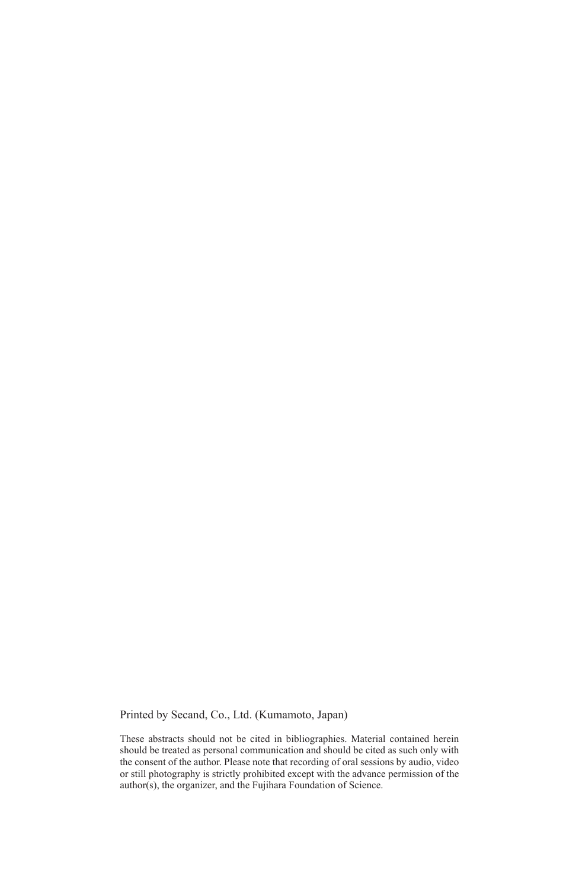Printed by Secand, Co., Ltd. (Kumamoto, Japan)

These abstracts should not be cited in bibliographies. Material contained herein should be treated as personal communication and should be cited as such only with the consent of the author. Please note that recording of oral sessions by audio, video or still photography is strictly prohibited except with the advance permission of the author(s), the organizer, and the Fujihara Foundation of Science.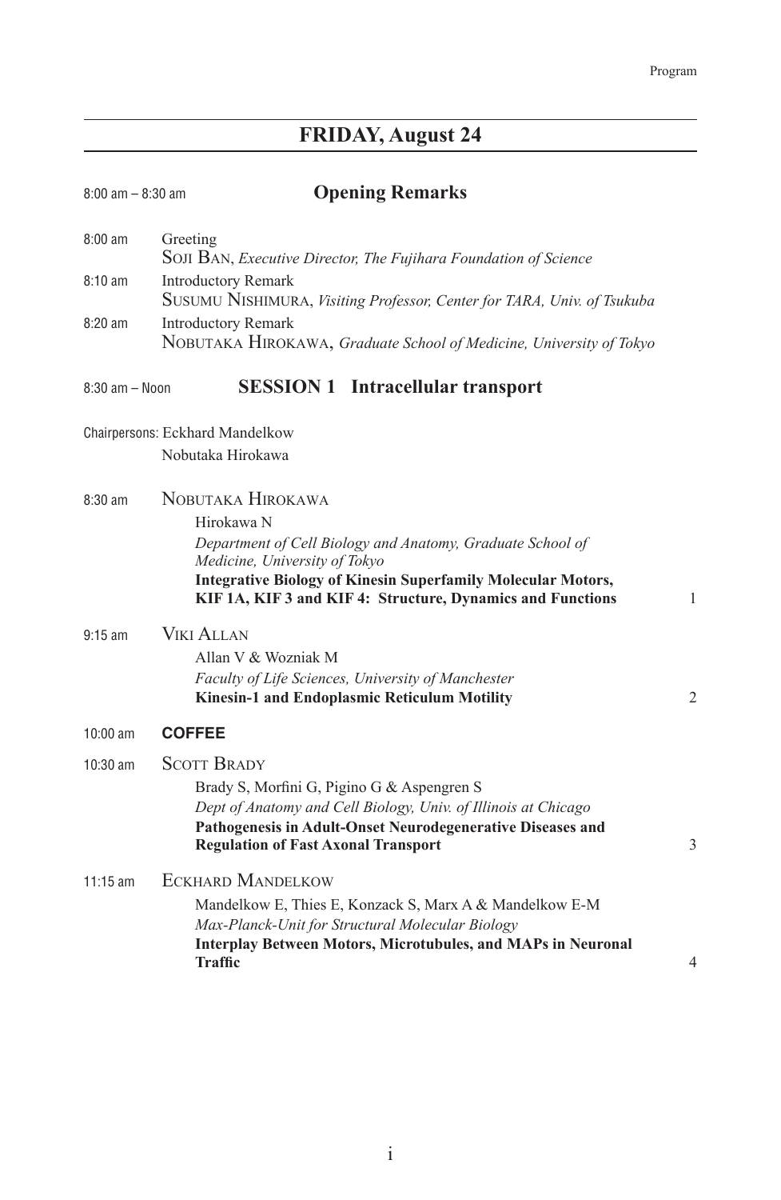## FRIDAY, August 24

8:00 am – 8:30 am **Opening Remarks**

8:00 am Greeting
SOJI BAN, *Executive Director, The Fujihara Foundation of Science*

8:10 am Introductory Remark
SUSUMU NISHIMURA, *Visiting Professor, Center for TARA, Univ. of Tsukuba*

8:20 am Introductory Remark
NOBUTAKA HIROKAWA, *Graduate School of Medicine, University of Tokyo*

8:30 am – Noon **SESSION 1 Intracellular transport**

Chairpersons: Eckhard Mandelkow
Nobutaka Hirokawa

8:30 am NOBUTAKA HIROKAWA
Hirokawa N
*Department of Cell Biology and Anatomy, Graduate School of Medicine, University of Tokyo*
**Integrative Biology of Kinesin Superfamily Molecular Motors, KIF 1A, KIF 3 and KIF 4: Structure, Dynamics and Functions** 1

9:15 am VIKI ALLAN
Allan V & Wozniak M
*Faculty of Life Sciences, University of Manchester*
**Kinesin-1 and Endoplasmic Reticulum Motility** 2

10:00 am **COFFEE**

10:30 am SCOTT BRADY
Brady S, Morfini G, Pigino G & Aspengren S
*Dept of Anatomy and Cell Biology, Univ. of Illinois at Chicago*
**Pathogenesis in Adult-Onset Neurodegenerative Diseases and Regulation of Fast Axonal Transport** 3

11:15 am ECKHARD MANDELKOW
Mandelkow E, Thies E, Konzack S, Marx A & Mandelkow E-M
*Max-Planck-Unit for Structural Molecular Biology*
**Interplay Between Motors, Microtubules, and MAPs in Neuronal Traffic** 4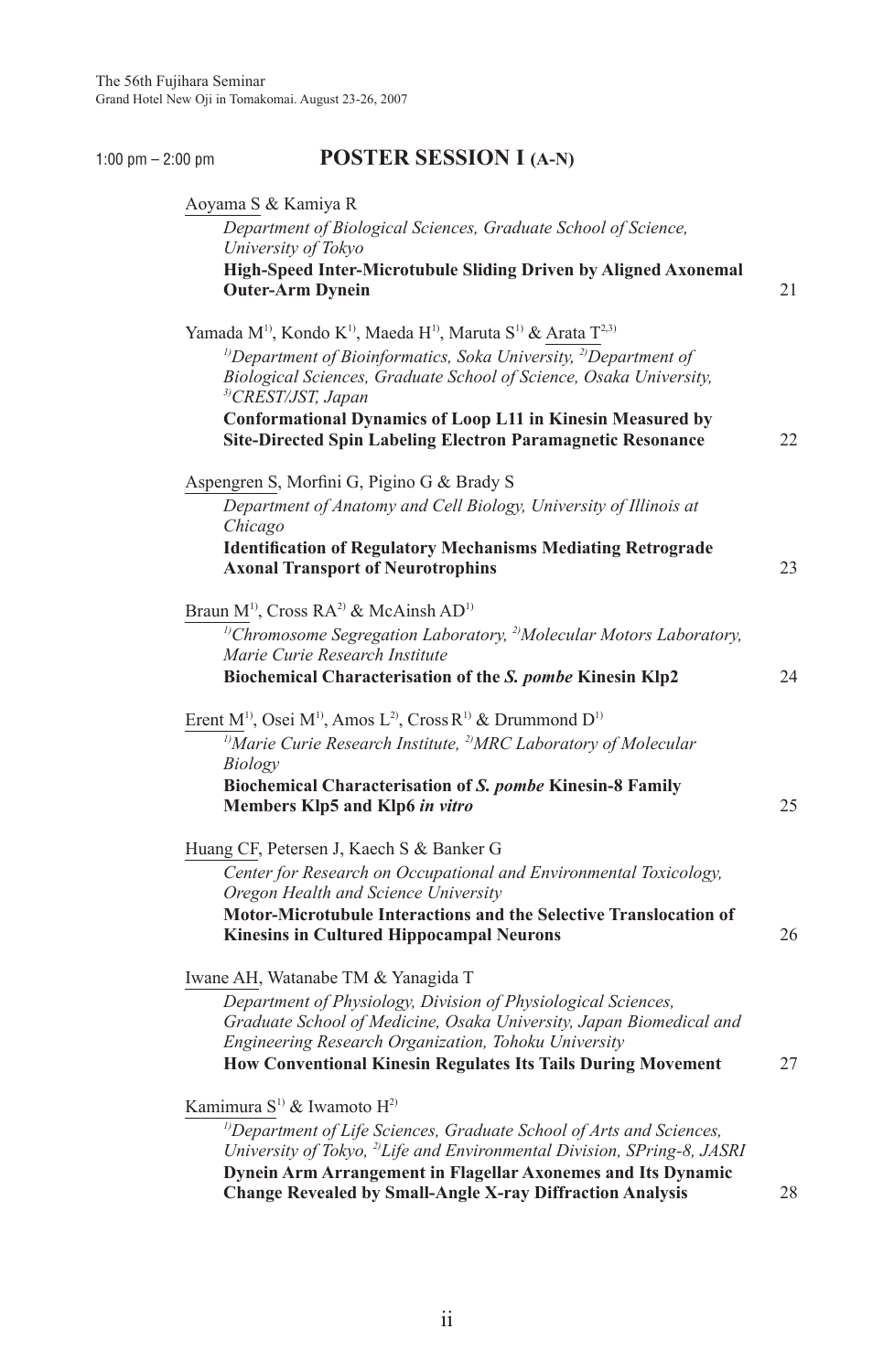1:00 pm – 2:00 pm

## POSTER SESSION I (A-N)

Aoyama S & Kamiya R
*Department of Biological Sciences, Graduate School of Science, University of Tokyo*
**High-Speed Inter-Microtubule Sliding Driven by Aligned Axonemal Outer-Arm Dynein** 21

Yamada M[1], Kondo K[1], Maeda H[1], Maruta S[1] & Arata T[2,3]
*[1]Department of Bioinformatics, Soka University, [2]Department of Biological Sciences, Graduate School of Science, Osaka University, [3]CREST/JST, Japan*
**Conformational Dynamics of Loop L11 in Kinesin Measured by Site-Directed Spin Labeling Electron Paramagnetic Resonance** 22

Aspengren S, Morfini G, Pigino G & Brady S
*Department of Anatomy and Cell Biology, University of Illinois at Chicago*
**Identification of Regulatory Mechanisms Mediating Retrograde Axonal Transport of Neurotrophins** 23

Braun M[1], Cross RA[2] & McAinsh AD[1]
*[1]Chromosome Segregation Laboratory, [2]Molecular Motors Laboratory, Marie Curie Research Institute*
**Biochemical Characterisation of the *S. pombe* Kinesin Klp2** 24

Erent M[1], Osei M[1], Amos L[2], Cross R[1] & Drummond D[1]
*[1]Marie Curie Research Institute, [2]MRC Laboratory of Molecular Biology*
**Biochemical Characterisation of *S. pombe* Kinesin-8 Family Members Klp5 and Klp6 *in vitro*** 25

Huang CF, Petersen J, Kaech S & Banker G
*Center for Research on Occupational and Environmental Toxicology, Oregon Health and Science University*
**Motor-Microtubule Interactions and the Selective Translocation of Kinesins in Cultured Hippocampal Neurons** 26

Iwane AH, Watanabe TM & Yanagida T
*Department of Physiology, Division of Physiological Sciences, Graduate School of Medicine, Osaka University, Japan Biomedical and Engineering Research Organization, Tohoku University*
**How Conventional Kinesin Regulates Its Tails During Movement** 27

Kamimura S[1] & Iwamoto H[2]
*[1]Department of Life Sciences, Graduate School of Arts and Sciences, University of Tokyo, [2]Life and Environmental Division, SPring-8, JASRI*
**Dynein Arm Arrangement in Flagellar Axonemes and Its Dynamic Change Revealed by Small-Angle X-ray Diffraction Analysis** 28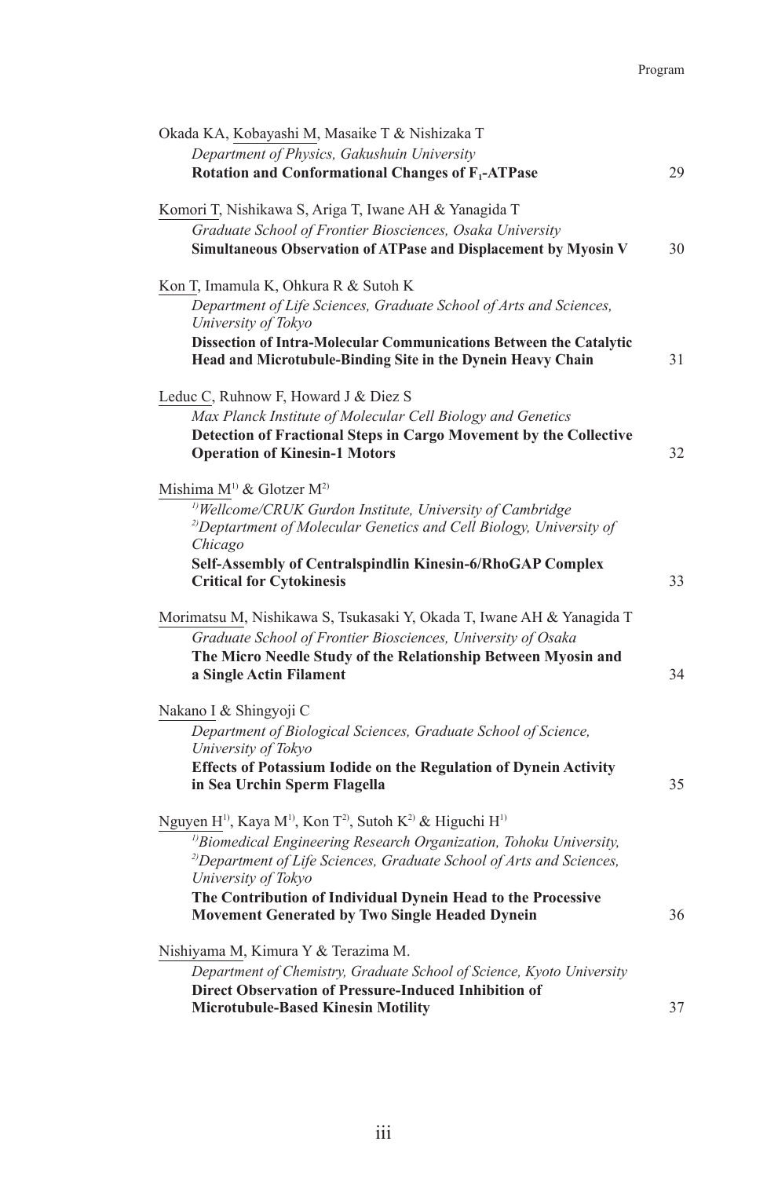Okada KA, Kobayashi M, Masaike T & Nishizaka T
*Department of Physics, Gakushuin University*
**Rotation and Conformational Changes of $F_1$-ATPase** 29

Komori T, Nishikawa S, Ariga T, Iwane AH & Yanagida T
*Graduate School of Frontier Biosciences, Osaka University*
**Simultaneous Observation of ATPase and Displacement by Myosin V** 30

Kon T, Imamula K, Ohkura R & Sutoh K
*Department of Life Sciences, Graduate School of Arts and Sciences, University of Tokyo*
**Dissection of Intra-Molecular Communications Between the Catalytic Head and Microtubule-Binding Site in the Dynein Heavy Chain** 31

Leduc C, Ruhnow F, Howard J & Diez S
*Max Planck Institute of Molecular Cell Biology and Genetics*
**Detection of Fractional Steps in Cargo Movement by the Collective Operation of Kinesin-1 Motors** 32

Mishima M[1] & Glotzer M[2]
*[1]Wellcome/CRUK Gurdon Institute, University of Cambridge*
*[2]Deptartment of Molecular Genetics and Cell Biology, University of Chicago*
**Self-Assembly of Centralspindlin Kinesin-6/RhoGAP Complex Critical for Cytokinesis** 33

Morimatsu M, Nishikawa S, Tsukasaki Y, Okada T, Iwane AH & Yanagida T
*Graduate School of Frontier Biosciences, University of Osaka*
**The Micro Needle Study of the Relationship Between Myosin and a Single Actin Filament** 34

Nakano I & Shingyoji C
*Department of Biological Sciences, Graduate School of Science, University of Tokyo*
**Effects of Potassium Iodide on the Regulation of Dynein Activity in Sea Urchin Sperm Flagella** 35

Nguyen H[1], Kaya M[1], Kon T[2], Sutoh K[2] & Higuchi H[1]
*[1]Biomedical Engineering Research Organization, Tohoku University,*
*[2]Department of Life Sciences, Graduate School of Arts and Sciences, University of Tokyo*
**The Contribution of Individual Dynein Head to the Processive Movement Generated by Two Single Headed Dynein** 36

Nishiyama M, Kimura Y & Terazima M.
*Department of Chemistry, Graduate School of Science, Kyoto University*
**Direct Observation of Pressure-Induced Inhibition of Microtubule-Based Kinesin Motility** 37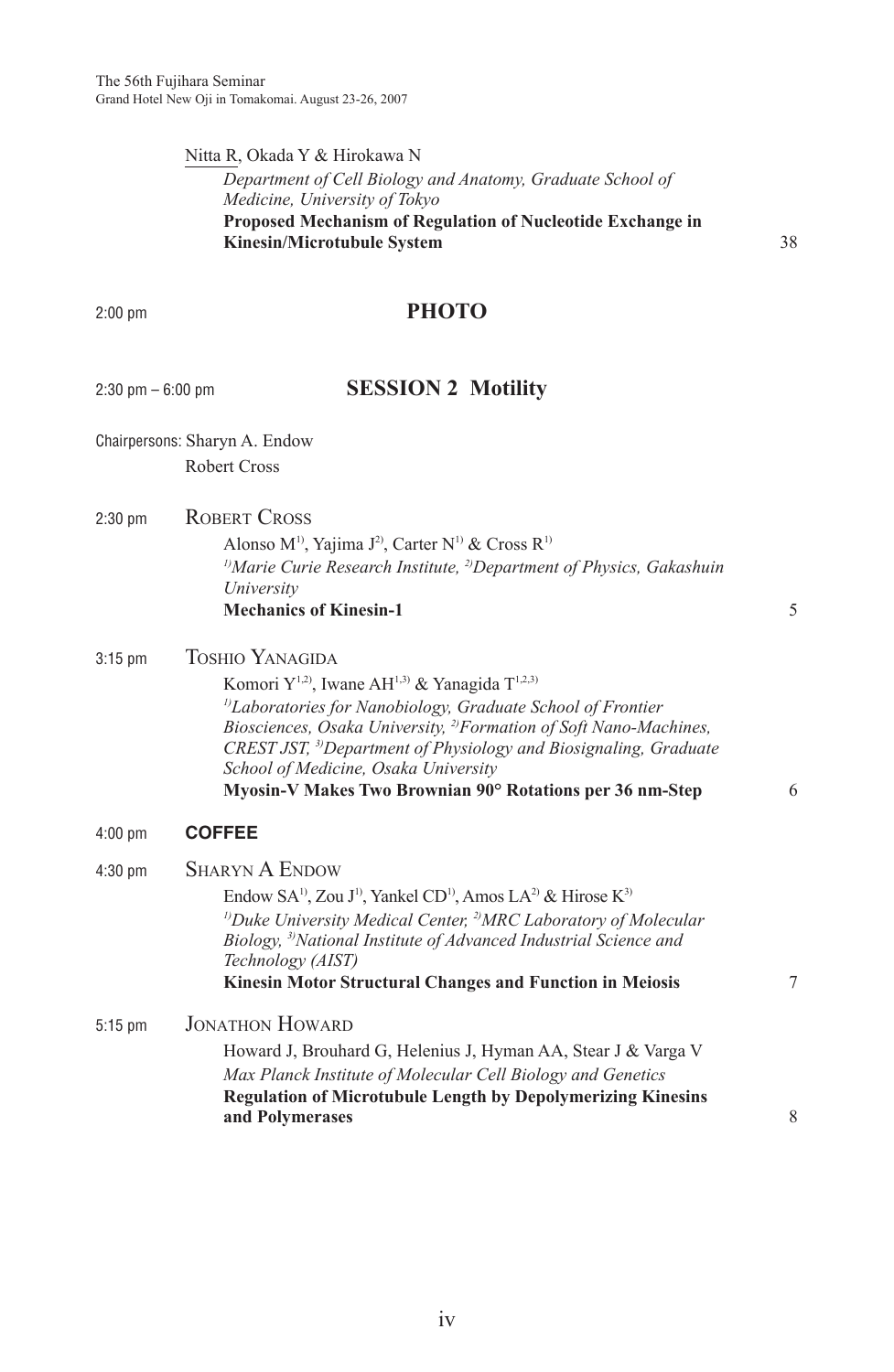Nitta R, Okada Y & Hirokawa N

*Department of Cell Biology and Anatomy, Graduate School of Medicine, University of Tokyo*

**Proposed Mechanism of Regulation of Nucleotide Exchange in Kinesin/Microtubule System** 38

2:00 pm **PHOTO**

2:30 pm – 6:00 pm

## SESSION 2 Motility

Chairpersons: Sharyn A. Endow
Robert Cross

2:30 pm **ROBERT CROSS**

Alonso M[1], Yajima J[2], Carter N[1] & Cross R[1]

*[1]Marie Curie Research Institute, [2]Department of Physics, Gakashuin University*

**Mechanics of Kinesin-1** 5

3:15 pm **TOSHIO YANAGIDA**

Komori Y[1,2], Iwane AH[1,3] & Yanagida T[1,2,3]

*[1]Laboratories for Nanobiology, Graduate School of Frontier Biosciences, Osaka University, [2]Formation of Soft Nano-Machines, CREST JST, [3]Department of Physiology and Biosignaling, Graduate School of Medicine, Osaka University*

**Myosin-V Makes Two Brownian 90° Rotations per 36 nm-Step** 6

4:00 pm **COFFEE**

4:30 pm **SHARYN A ENDOW**

Endow SA[1], Zou J[1], Yankel CD[1], Amos LA[2] & Hirose K[3]

*[1]Duke University Medical Center, [2]MRC Laboratory of Molecular Biology, [3]National Institute of Advanced Industrial Science and Technology (AIST)*

**Kinesin Motor Structural Changes and Function in Meiosis** 7

5:15 pm **JONATHON HOWARD**

Howard J, Brouhard G, Helenius J, Hyman AA, Stear J & Varga V

*Max Planck Institute of Molecular Cell Biology and Genetics*

**Regulation of Microtubule Length by Depolymerizing Kinesins and Polymerases** 8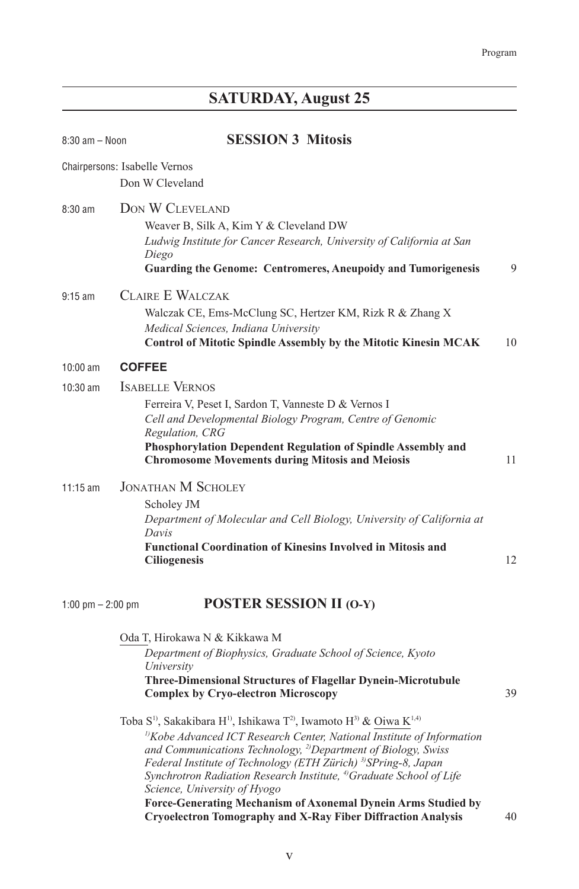## SATURDAY, August 25

8:30 am – Noon **SESSION 3 Mitosis**

Chairpersons: Isabelle Vernos
Don W Cleveland

8:30 am DON W CLEVELAND

Weaver B, Silk A, Kim Y & Cleveland DW
*Ludwig Institute for Cancer Research, University of California at San Diego*
**Guarding the Genome: Centromeres, Aneupoidy and Tumorigenesis** 9

9:15 am CLAIRE E WALCZAK

Walczak CE, Ems-McClung SC, Hertzer KM, Rizk R & Zhang X
*Medical Sciences, Indiana University*
**Control of Mitotic Spindle Assembly by the Mitotic Kinesin MCAK** 10

10:00 am **COFFEE**

10:30 am ISABELLE VERNOS

Ferreira V, Peset I, Sardon T, Vanneste D & Vernos I
*Cell and Developmental Biology Program, Centre of Genomic Regulation, CRG*
**Phosphorylation Dependent Regulation of Spindle Assembly and Chromosome Movements during Mitosis and Meiosis** 11

11:15 am JONATHAN M SCHOLEY

Scholey JM
*Department of Molecular and Cell Biology, University of California at Davis*
**Functional Coordination of Kinesins Involved in Mitosis and Ciliogenesis** 12

1:00 pm – 2:00 pm **POSTER SESSION II (O-Y)**

Oda T, Hirokawa N & Kikkawa M
*Department of Biophysics, Graduate School of Science, Kyoto University*
**Three-Dimensional Structures of Flagellar Dynein-Microtubule Complex by Cryo-electron Microscopy** 39

Toba S[1)], Sakakibara H[1)], Ishikawa T[2)], Iwamoto H[3)] & Oiwa K[1,4)]
*[1)]Kobe Advanced ICT Research Center, National Institute of Information and Communications Technology, [2)]Department of Biology, Swiss Federal Institute of Technology (ETH Zürich) [3)]SPring-8, Japan Synchrotron Radiation Research Institute, [4)]Graduate School of Life Science, University of Hyogo*
**Force-Generating Mechanism of Axonemal Dynein Arms Studied by Cryoelectron Tomography and X-Ray Fiber Diffraction Analysis** 40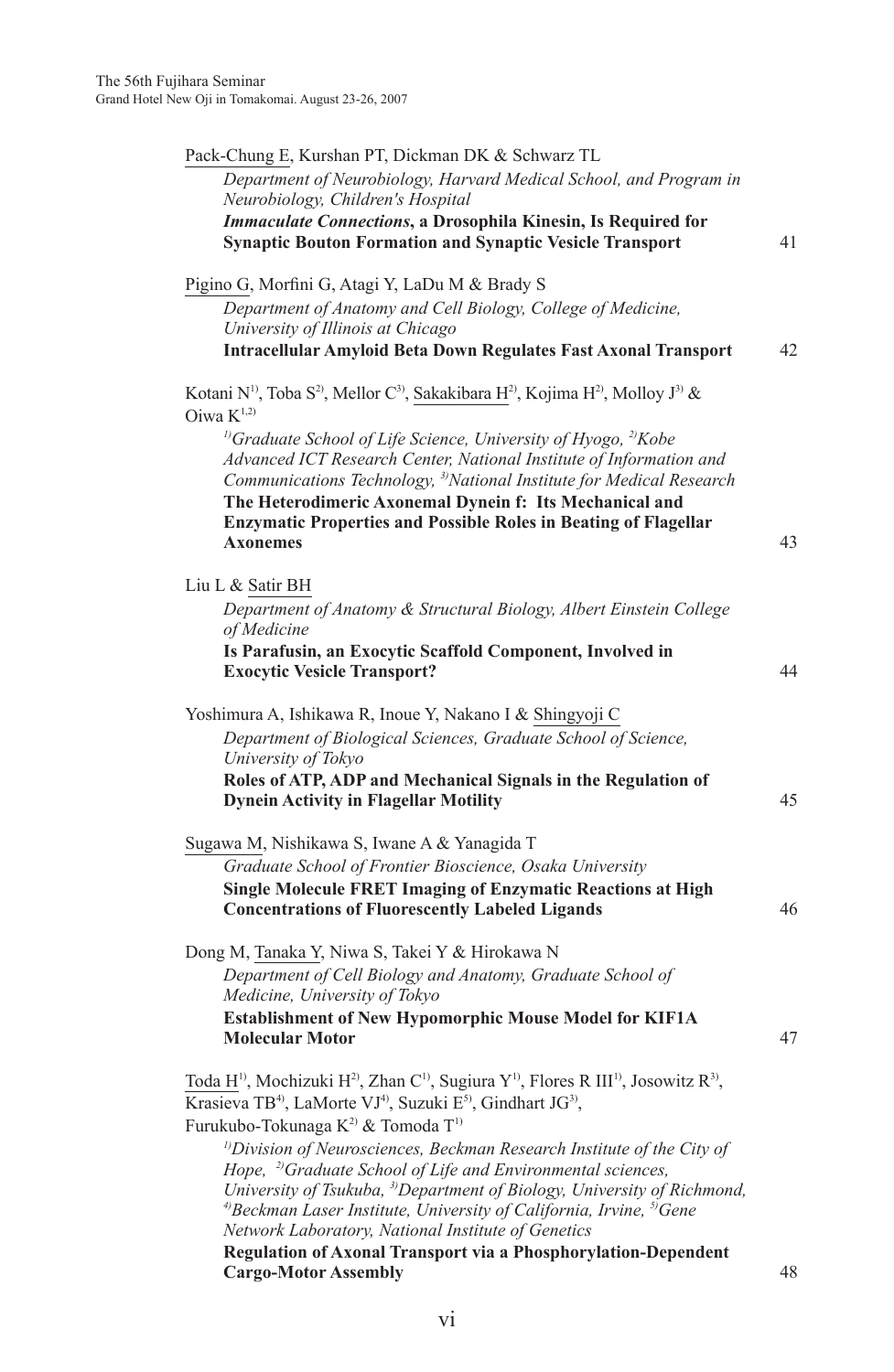Pack-Chung E, Kurshan PT, Dickman DK & Schwarz TL

*Department of Neurobiology, Harvard Medical School, and Program in Neurobiology, Children's Hospital*

***Immaculate Connections*, a Drosophila Kinesin, Is Required for Synaptic Bouton Formation and Synaptic Vesicle Transport** 41

Pigino G, Morfini G, Atagi Y, LaDu M & Brady S

*Department of Anatomy and Cell Biology, College of Medicine, University of Illinois at Chicago*

**Intracellular Amyloid Beta Down Regulates Fast Axonal Transport** 42

Kotani N[1], Toba S[2], Mellor C[3], Sakakibara H[2], Kojima H[2], Molloy J[3] & Oiwa K[1,2]

*[1]Graduate School of Life Science, University of Hyogo, [2]Kobe Advanced ICT Research Center, National Institute of Information and Communications Technology, [3]National Institute for Medical Research*

**The Heterodimeric Axonemal Dynein f: Its Mechanical and Enzymatic Properties and Possible Roles in Beating of Flagellar Axonemes** 43

Liu L & Satir BH

*Department of Anatomy & Structural Biology, Albert Einstein College of Medicine*

**Is Parafusin, an Exocytic Scaffold Component, Involved in Exocytic Vesicle Transport?** 44

Yoshimura A, Ishikawa R, Inoue Y, Nakano I & Shingyoji C

*Department of Biological Sciences, Graduate School of Science, University of Tokyo*

**Roles of ATP, ADP and Mechanical Signals in the Regulation of Dynein Activity in Flagellar Motility** 45

Sugawa M, Nishikawa S, Iwane A & Yanagida T

*Graduate School of Frontier Bioscience, Osaka University*

**Single Molecule FRET Imaging of Enzymatic Reactions at High Concentrations of Fluorescently Labeled Ligands** 46

Dong M, Tanaka Y, Niwa S, Takei Y & Hirokawa N

*Department of Cell Biology and Anatomy, Graduate School of Medicine, University of Tokyo*

**Establishment of New Hypomorphic Mouse Model for KIF1A Molecular Motor** 47

Toda H[1], Mochizuki H[2], Zhan C[1], Sugiura Y[1], Flores R III[1], Josowitz R[3], Krasieva TB[4], LaMorte VJ[4], Suzuki E[5], Gindhart JG[3], Furukubo-Tokunaga K[2] & Tomoda T[1]

*[1]Division of Neurosciences, Beckman Research Institute of the City of Hope, [2]Graduate School of Life and Environmental sciences, University of Tsukuba, [3]Department of Biology, University of Richmond, [4]Beckman Laser Institute, University of California, Irvine, [5]Gene Network Laboratory, National Institute of Genetics*

**Regulation of Axonal Transport via a Phosphorylation-Dependent Cargo-Motor Assembly** 48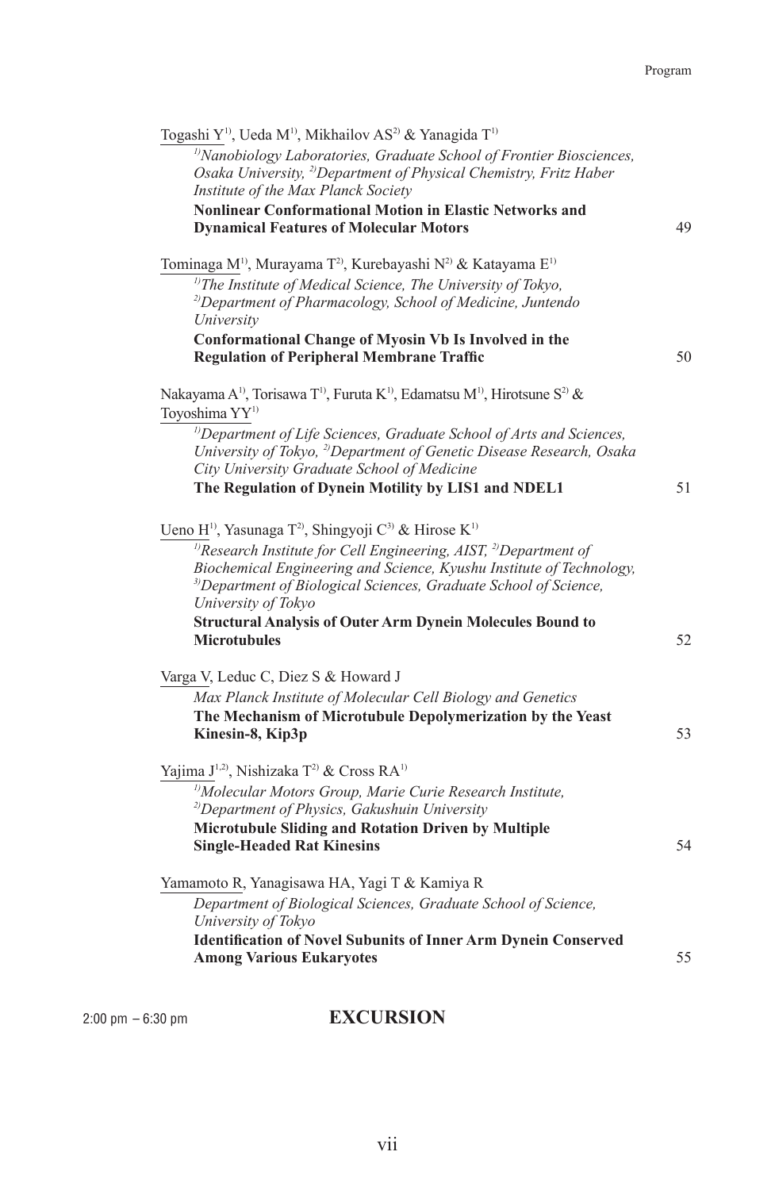Togashi Y[1)], Ueda M[1)], Mikhailov AS[2)] & Yanagida T[1)]

*[1)]Nanobiology Laboratories, Graduate School of Frontier Biosciences, Osaka University, [2)]Department of Physical Chemistry, Fritz Haber Institute of the Max Planck Society*

**Nonlinear Conformational Motion in Elastic Networks and Dynamical Features of Molecular Motors** 49

Tominaga M[1)], Murayama T[2)], Kurebayashi N[2)] & Katayama E[1)]

*[1)]The Institute of Medical Science, The University of Tokyo, [2)]Department of Pharmacology, School of Medicine, Juntendo University*

**Conformational Change of Myosin Vb Is Involved in the Regulation of Peripheral Membrane Traffic** 50

Nakayama A[1)], Torisawa T[1)], Furuta K[1)], Edamatsu M[1)], Hirotsune S[2)] & Toyoshima YY[1)]

*[1)]Department of Life Sciences, Graduate School of Arts and Sciences, University of Tokyo, [2)]Department of Genetic Disease Research, Osaka City University Graduate School of Medicine*

**The Regulation of Dynein Motility by LIS1 and NDEL1** 51

Ueno H[1)], Yasunaga T[2)], Shingyoji C[3)] & Hirose K[1)]

*[1)]Research Institute for Cell Engineering, AIST, [2)]Department of Biochemical Engineering and Science, Kyushu Institute of Technology, [3)]Department of Biological Sciences, Graduate School of Science, University of Tokyo*

**Structural Analysis of Outer Arm Dynein Molecules Bound to Microtubules** 52

Varga V, Leduc C, Diez S & Howard J

*Max Planck Institute of Molecular Cell Biology and Genetics*

**The Mechanism of Microtubule Depolymerization by the Yeast Kinesin-8, Kip3p** 53

Yajima J[1,2)], Nishizaka T[2)] & Cross RA[1)]

*[1)]Molecular Motors Group, Marie Curie Research Institute, [2)]Department of Physics, Gakushuin University*

**Microtubule Sliding and Rotation Driven by Multiple Single-Headed Rat Kinesins** 54

Yamamoto R, Yanagisawa HA, Yagi T & Kamiya R

*Department of Biological Sciences, Graduate School of Science, University of Tokyo*

**Identification of Novel Subunits of Inner Arm Dynein Conserved Among Various Eukaryotes** 55

2:00 pm – 6:30 pm **EXCURSION**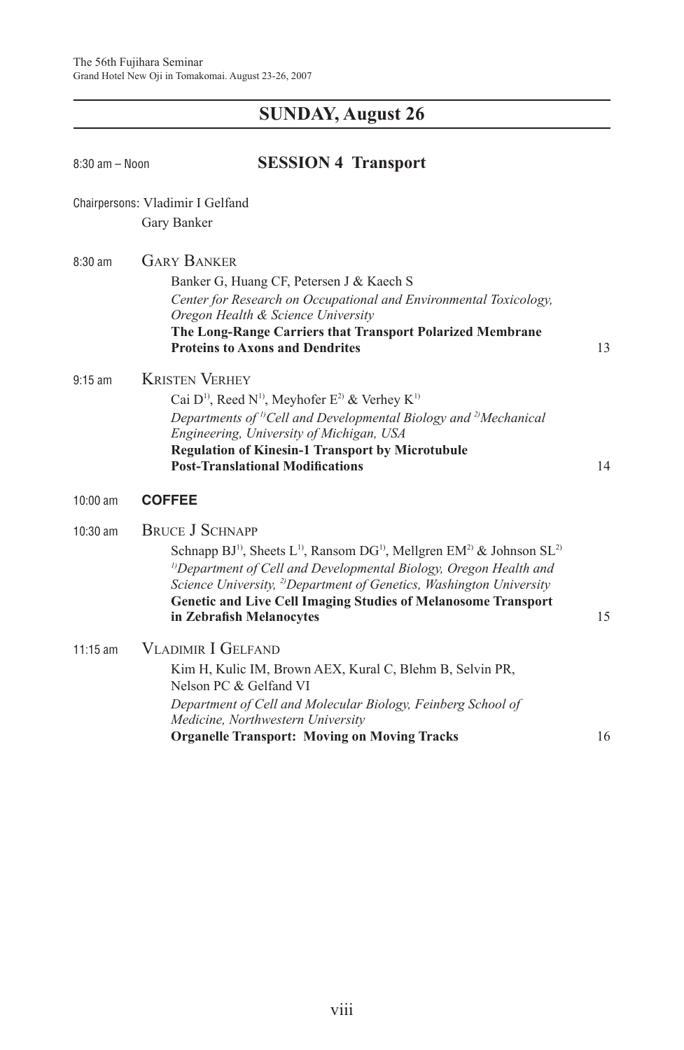## SUNDAY, August 26

8:30 am – Noon

### SESSION 4 Transport

Chairpersons: Vladimir I Gelfand
Gary Banker

8:30 am **GARY BANKER**

Banker G, Huang CF, Petersen J & Kaech S

*Center for Research on Occupational and Environmental Toxicology, Oregon Health & Science University*

**The Long-Range Carriers that Transport Polarized Membrane Proteins to Axons and Dendrites** 13

9:15 am **KRISTEN VERHEY**

Cai D[1], Reed N[1], Meyhofer E[2] & Verhey K[1]

*Departments of [1]Cell and Developmental Biology and [2]Mechanical Engineering, University of Michigan, USA*

**Regulation of Kinesin-1 Transport by Microtubule Post-Translational Modifications** 14

10:00 am **COFFEE**

10:30 am **BRUCE J SCHNAPP**

Schnapp BJ[1], Sheets L[1], Ransom DG[1], Mellgren EM[2] & Johnson SL[2]

*[1]Department of Cell and Developmental Biology, Oregon Health and Science University, [2]Department of Genetics, Washington University*

**Genetic and Live Cell Imaging Studies of Melanosome Transport in Zebrafish Melanocytes** 15

11:15 am **VLADIMIR I GELFAND**

Kim H, Kulic IM, Brown AEX, Kural C, Blehm B, Selvin PR, Nelson PC & Gelfand VI

*Department of Cell and Molecular Biology, Feinberg School of Medicine, Northwestern University*

**Organelle Transport: Moving on Moving Tracks** 16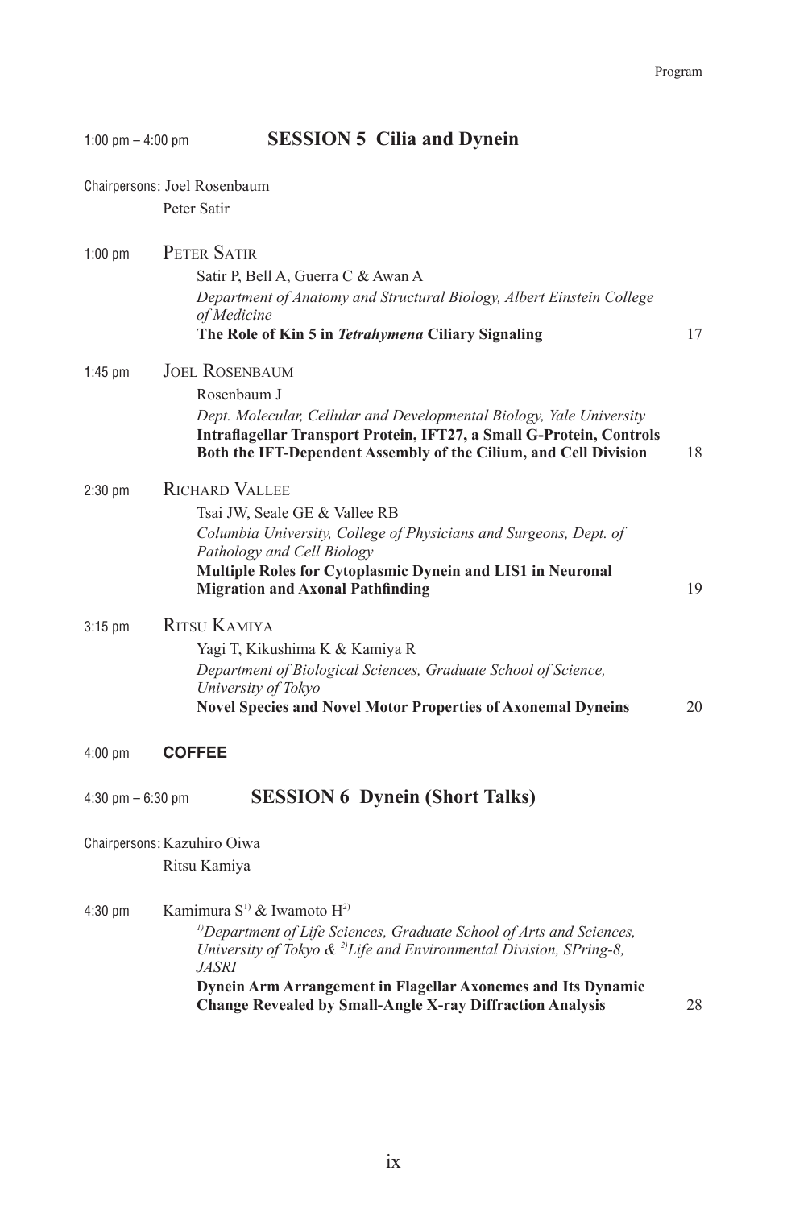## 1:00 pm – 4:00 pm SESSION 5 Cilia and Dynein

Chairpersons: Joel Rosenbaum
Peter Satir

**1:00 pm** PETER SATIR
Satir P, Bell A, Guerra C & Awan A
*Department of Anatomy and Structural Biology, Albert Einstein College of Medicine*
**The Role of Kin 5 in *Tetrahymena* Ciliary Signaling** 17

**1:45 pm** JOEL ROSENBAUM
Rosenbaum J
*Dept. Molecular, Cellular and Developmental Biology, Yale University*
**Intraflagellar Transport Protein, IFT27, a Small G-Protein, Controls Both the IFT-Dependent Assembly of the Cilium, and Cell Division** 18

**2:30 pm** RICHARD VALLEE
Tsai JW, Seale GE & Vallee RB
*Columbia University, College of Physicians and Surgeons, Dept. of Pathology and Cell Biology*
**Multiple Roles for Cytoplasmic Dynein and LIS1 in Neuronal Migration and Axonal Pathfinding** 19

**3:15 pm** RITSU KAMIYA
Yagi T, Kikushima K & Kamiya R
*Department of Biological Sciences, Graduate School of Science, University of Tokyo*
**Novel Species and Novel Motor Properties of Axonemal Dyneins** 20

**4:00 pm** **COFFEE**

## 4:30 pm – 6:30 pm SESSION 6 Dynein (Short Talks)

Chairpersons: Kazuhiro Oiwa
Ritsu Kamiya

**4:30 pm** Kamimura S[1] & Iwamoto H[2]
*[1]Department of Life Sciences, Graduate School of Arts and Sciences, University of Tokyo & [2]Life and Environmental Division, SPring-8, JASRI*
**Dynein Arm Arrangement in Flagellar Axonemes and Its Dynamic Change Revealed by Small-Angle X-ray Diffraction Analysis** 28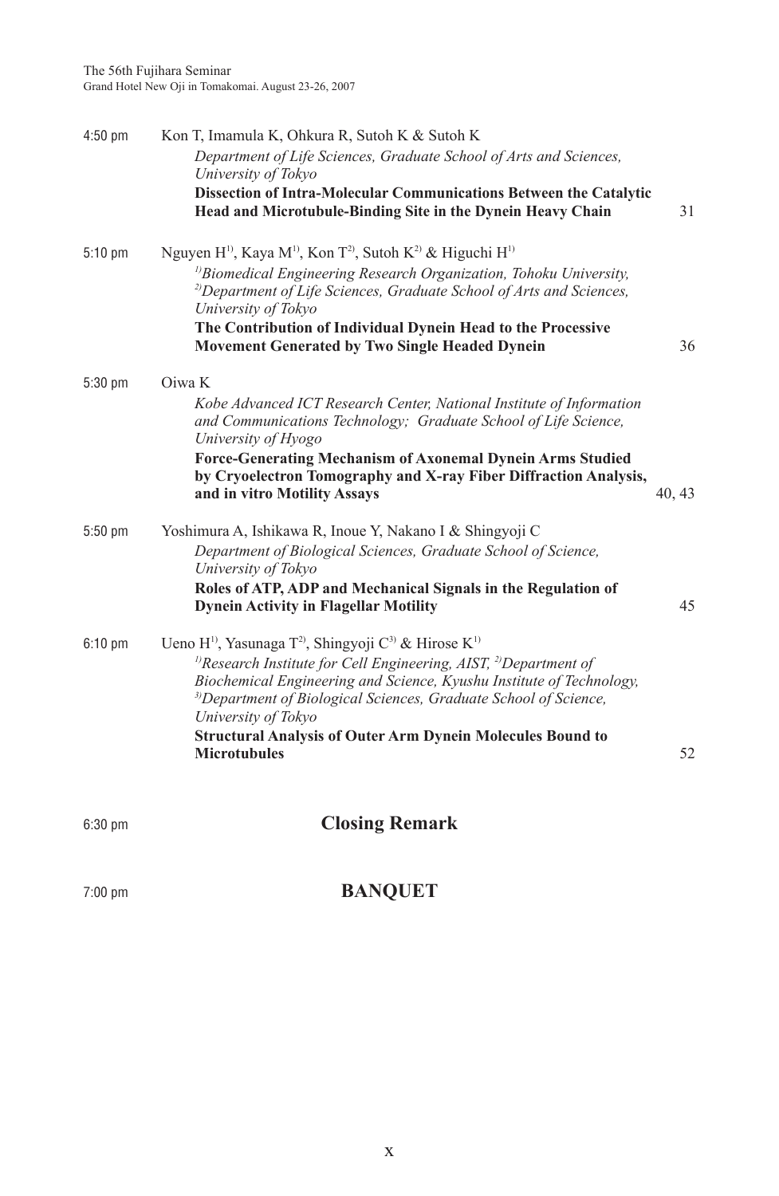4:50 pm Kon T, Imamula K, Ohkura R, Sutoh K & Sutoh K
*Department of Life Sciences, Graduate School of Arts and Sciences, University of Tokyo*
**Dissection of Intra-Molecular Communications Between the Catalytic Head and Microtubule-Binding Site in the Dynein Heavy Chain** 31

5:10 pm Nguyen H[1], Kaya M[1], Kon T[2], Sutoh K[2] & Higuchi H[1]
*[1]Biomedical Engineering Research Organization, Tohoku University, [2]Department of Life Sciences, Graduate School of Arts and Sciences, University of Tokyo*
**The Contribution of Individual Dynein Head to the Processive Movement Generated by Two Single Headed Dynein** 36

5:30 pm Oiwa K
*Kobe Advanced ICT Research Center, National Institute of Information and Communications Technology; Graduate School of Life Science, University of Hyogo*
**Force-Generating Mechanism of Axonemal Dynein Arms Studied by Cryoelectron Tomography and X-ray Fiber Diffraction Analysis, and in vitro Motility Assays** 40, 43

5:50 pm Yoshimura A, Ishikawa R, Inoue Y, Nakano I & Shingyoji C
*Department of Biological Sciences, Graduate School of Science, University of Tokyo*
**Roles of ATP, ADP and Mechanical Signals in the Regulation of Dynein Activity in Flagellar Motility** 45

6:10 pm Ueno H[1], Yasunaga T[2], Shingyoji C[3] & Hirose K[1]
*[1]Research Institute for Cell Engineering, AIST, [2]Department of Biochemical Engineering and Science, Kyushu Institute of Technology, [3]Department of Biological Sciences, Graduate School of Science, University of Tokyo*
**Structural Analysis of Outer Arm Dynein Molecules Bound to Microtubules** 52

6:30 pm **Closing Remark**

7:00 pm **BANQUET**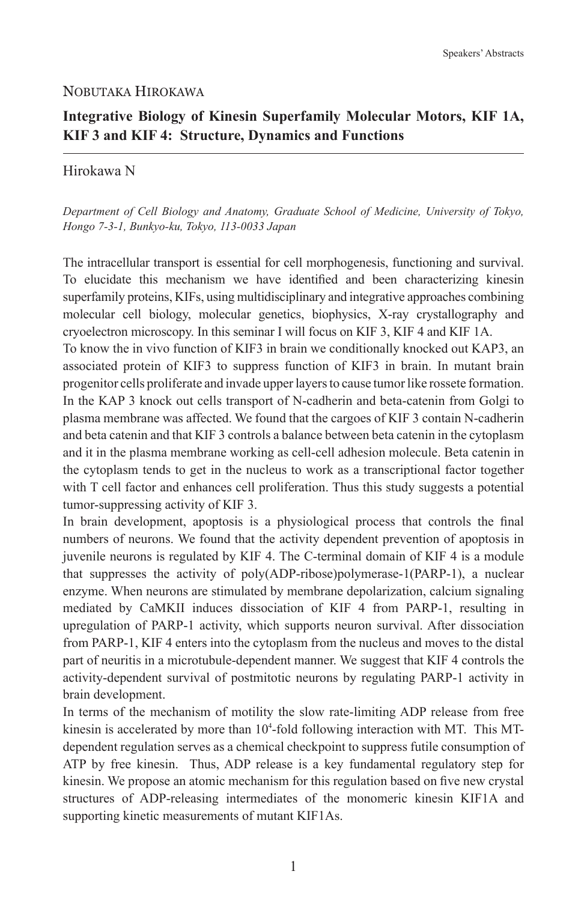NOBUTAKA HIROKAWA

## Integrative Biology of Kinesin Superfamily Molecular Motors, KIF 1A, KIF 3 and KIF 4: Structure, Dynamics and Functions

Hirokawa N

*Department of Cell Biology and Anatomy, Graduate School of Medicine, University of Tokyo, Hongo 7-3-1, Bunkyo-ku, Tokyo, 113-0033 Japan*

The intracellular transport is essential for cell morphogenesis, functioning and survival. To elucidate this mechanism we have identified and been characterizing kinesin superfamily proteins, KIFs, using multidisciplinary and integrative approaches combining molecular cell biology, molecular genetics, biophysics, X-ray crystallography and cryoelectron microscopy. In this seminar I will focus on KIF 3, KIF 4 and KIF 1A.

To know the in vivo function of KIF3 in brain we conditionally knocked out KAP3, an associated protein of KIF3 to suppress function of KIF3 in brain. In mutant brain progenitor cells proliferate and invade upper layers to cause tumor like rossete formation. In the KAP 3 knock out cells transport of N-cadherin and beta-catenin from Golgi to plasma membrane was affected. We found that the cargoes of KIF 3 contain N-cadherin and beta catenin and that KIF 3 controls a balance between beta catenin in the cytoplasm and it in the plasma membrane working as cell-cell adhesion molecule. Beta catenin in the cytoplasm tends to get in the nucleus to work as a transcriptional factor together with T cell factor and enhances cell proliferation. Thus this study suggests a potential tumor-suppressing activity of KIF 3.

In brain development, apoptosis is a physiological process that controls the final numbers of neurons. We found that the activity dependent prevention of apoptosis in juvenile neurons is regulated by KIF 4. The C-terminal domain of KIF 4 is a module that suppresses the activity of poly(ADP-ribose)polymerase-1(PARP-1), a nuclear enzyme. When neurons are stimulated by membrane depolarization, calcium signaling mediated by CaMKII induces dissociation of KIF 4 from PARP-1, resulting in upregulation of PARP-1 activity, which supports neuron survival. After dissociation from PARP-1, KIF 4 enters into the cytoplasm from the nucleus and moves to the distal part of neuritis in a microtubule-dependent manner. We suggest that KIF 4 controls the activity-dependent survival of postmitotic neurons by regulating PARP-1 activity in brain development.

In terms of the mechanism of motility the slow rate-limiting ADP release from free kinesin is accelerated by more than $10^4$-fold following interaction with MT. This MT-dependent regulation serves as a chemical checkpoint to suppress futile consumption of ATP by free kinesin. Thus, ADP release is a key fundamental regulatory step for kinesin. We propose an atomic mechanism for this regulation based on five new crystal structures of ADP-releasing intermediates of the monomeric kinesin KIF1A and supporting kinetic measurements of mutant KIF1As.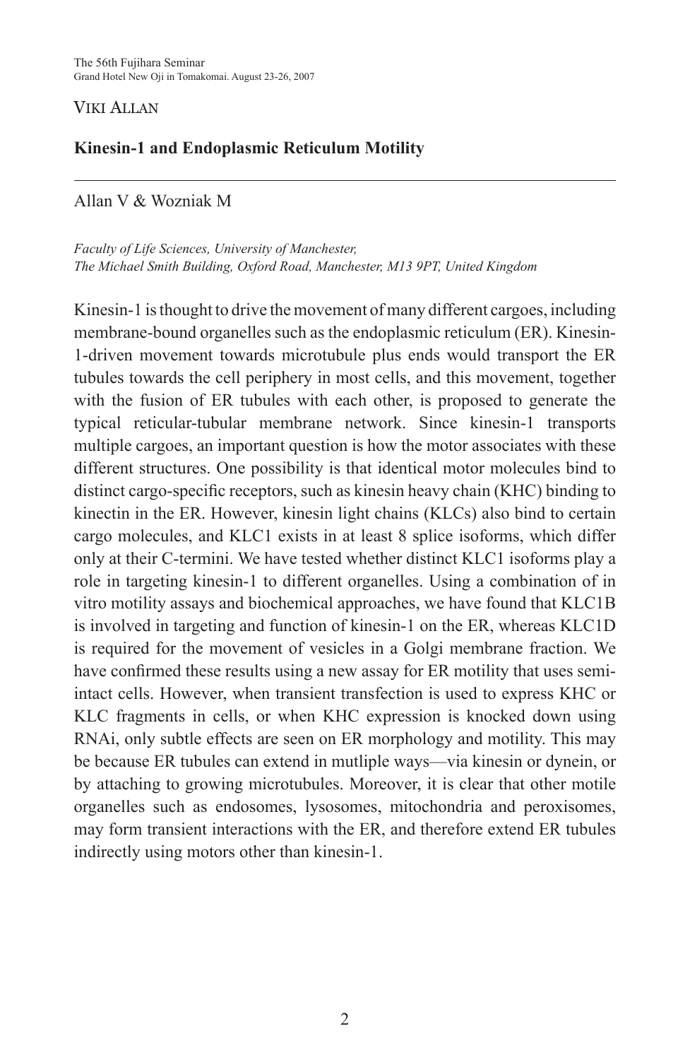VIKI ALLAN

## Kinesin-1 and Endoplasmic Reticulum Motility

Allan V & Wozniak M

*Faculty of Life Sciences, University of Manchester,*
*The Michael Smith Building, Oxford Road, Manchester, M13 9PT, United Kingdom*

Kinesin-1 is thought to drive the movement of many different cargoes, including membrane-bound organelles such as the endoplasmic reticulum (ER). Kinesin-1-driven movement towards microtubule plus ends would transport the ER tubules towards the cell periphery in most cells, and this movement, together with the fusion of ER tubules with each other, is proposed to generate the typical reticular-tubular membrane network. Since kinesin-1 transports multiple cargoes, an important question is how the motor associates with these different structures. One possibility is that identical motor molecules bind to distinct cargo-specific receptors, such as kinesin heavy chain (KHC) binding to kinectin in the ER. However, kinesin light chains (KLCs) also bind to certain cargo molecules, and KLC1 exists in at least 8 splice isoforms, which differ only at their C-termini. We have tested whether distinct KLC1 isoforms play a role in targeting kinesin-1 to different organelles. Using a combination of in vitro motility assays and biochemical approaches, we have found that KLC1B is involved in targeting and function of kinesin-1 on the ER, whereas KLC1D is required for the movement of vesicles in a Golgi membrane fraction. We have confirmed these results using a new assay for ER motility that uses semi-intact cells. However, when transient transfection is used to express KHC or KLC fragments in cells, or when KHC expression is knocked down using RNAi, only subtle effects are seen on ER morphology and motility. This may be because ER tubules can extend in mutliple ways—via kinesin or dynein, or by attaching to growing microtubules. Moreover, it is clear that other motile organelles such as endosomes, lysosomes, mitochondria and peroxisomes, may form transient interactions with the ER, and therefore extend ER tubules indirectly using motors other than kinesin-1.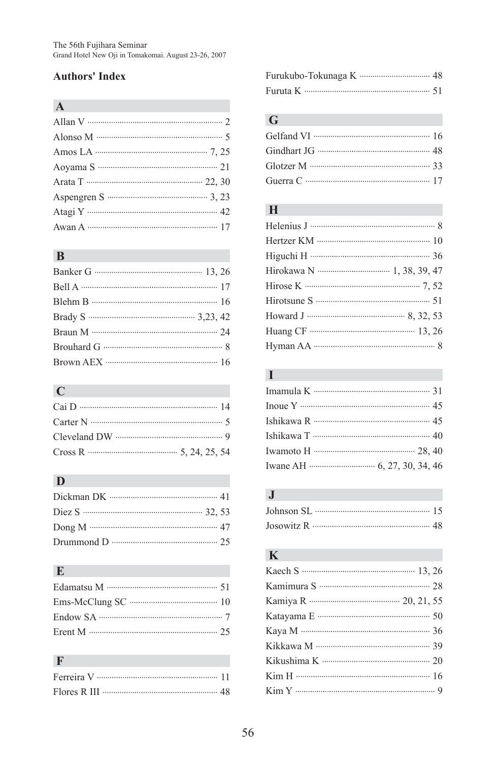## Authors' Index

### A

Allan V ........ 2
Alonso M ........ 5
Amos LA ........ 7, 25
Aoyama S ........ 21
Arata T ........ 22, 30
Aspengren S ........ 3, 23
Atagi Y ........ 42
Awan A ........ 17

### B

Banker G ........ 13, 26
Bell A ........ 17
Blehm B ........ 16
Brady S ........ 3,23, 42
Braun M ........ 24
Brouhard G ........ 8
Brown AEX ........ 16

### C

Cai D ........ 14
Carter N ........ 5
Cleveland DW ........ 9
Cross R ........ 5, 24, 25, 54

### D

Dickman DK ........ 41
Diez S ........ 32, 53
Dong M ........ 47
Drummond D ........ 25

### E

Edamatsu M ........ 51
Ems-McClung SC ........ 10
Endow SA ........ 7
Erent M ........ 25

### F

Ferreira V ........ 11
Flores R III ........ 48
Furukubo-Tokunaga K ........ 48
Furuta K ........ 51

### G

Gelfand VI ........ 16
Gindhart JG ........ 48
Glotzer M ........ 33
Guerra C ........ 17

### H

Helenius J ........ 8
Hertzer KM ........ 10
Higuchi H ........ 36
Hirokawa N ........ 1, 38, 39, 47
Hirose K ........ 7, 52
Hirotsune S ........ 51
Howard J ........ 8, 32, 53
Huang CF ........ 13, 26
Hyman AA ........ 8

### I

Imamula K ........ 31
Inoue Y ........ 45
Ishikawa R ........ 45
Ishikawa T ........ 40
Iwamoto H ........ 28, 40
Iwane AH ........ 6, 27, 30, 34, 46

### J

Johnson SL ........ 15
Josowitz R ........ 48

### K

Kaech S ........ 13, 26
Kamimura S ........ 28
Kamiya R ........ 20, 21, 55
Katayama E ........ 50
Kaya M ........ 36
Kikkawa M ........ 39
Kikushima K ........ 20
Kim H ........ 16
Kim Y ........ 9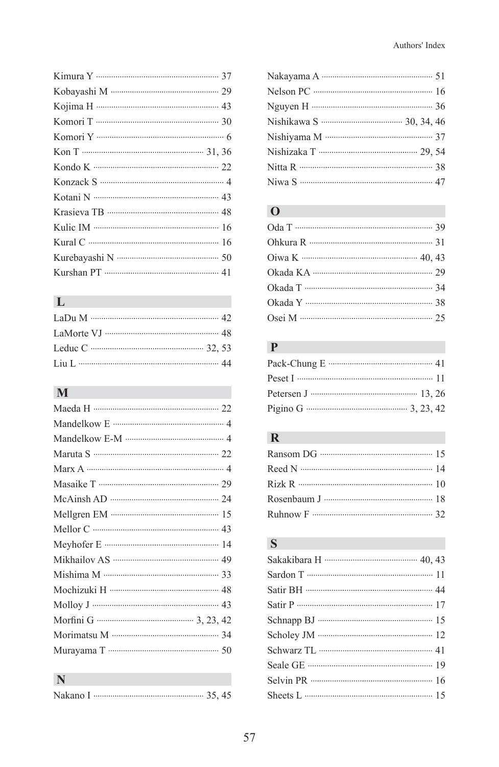Kimura Y ........ 37
Kobayashi M ........ 29
Kojima H ........ 43
Komori T ........ 30
Komori Y ........ 6
Kon T ........ 31, 36
Kondo K ........ 22
Konzack S ........ 4
Kotani N ........ 43
Krasieva TB ........ 48
Kulic IM ........ 16
Kural C ........ 16
Kurebayashi N ........ 50
Kurshan PT ........ 41

## L

LaDu M ........ 42
LaMorte VJ ........ 48
Leduc C ........ 32, 53
Liu L ........ 44

## M

Maeda H ........ 22
Mandelkow E ........ 4
Mandelkow E-M ........ 4
Maruta S ........ 22
Marx A ........ 4
Masaike T ........ 29
McAinsh AD ........ 24
Mellgren EM ........ 15
Mellor C ........ 43
Meyhofer E ........ 14
Mikhailov AS ........ 49
Mishima M ........ 33
Mochizuki H ........ 48
Molloy J ........ 43
Morfini G ........ 3, 23, 42
Morimatsu M ........ 34
Murayama T ........ 50

## N

Nakano I ........ 35, 45
Nakayama A ........ 51
Nelson PC ........ 16
Nguyen H ........ 36
Nishikawa S ........ 30, 34, 46
Nishiyama M ........ 37
Nishizaka T ........ 29, 54
Nitta R ........ 38
Niwa S ........ 47

## O

Oda T ........ 39
Ohkura R ........ 31
Oiwa K ........ 40, 43
Okada KA ........ 29
Okada T ........ 34
Okada Y ........ 38
Osei M ........ 25

## P

Pack-Chung E ........ 41
Peset I ........ 11
Petersen J ........ 13, 26
Pigino G ........ 3, 23, 42

## R

Ransom DG ........ 15
Reed N ........ 14
Rizk R ........ 10
Rosenbaum J ........ 18
Ruhnow F ........ 32

## S

Sakakibara H ........ 40, 43
Sardon T ........ 11
Satir BH ........ 44
Satir P ........ 17
Schnapp BJ ........ 15
Scholey JM ........ 12
Schwarz TL ........ 41
Seale GE ........ 19
Selvin PR ........ 16
Sheets L ........ 15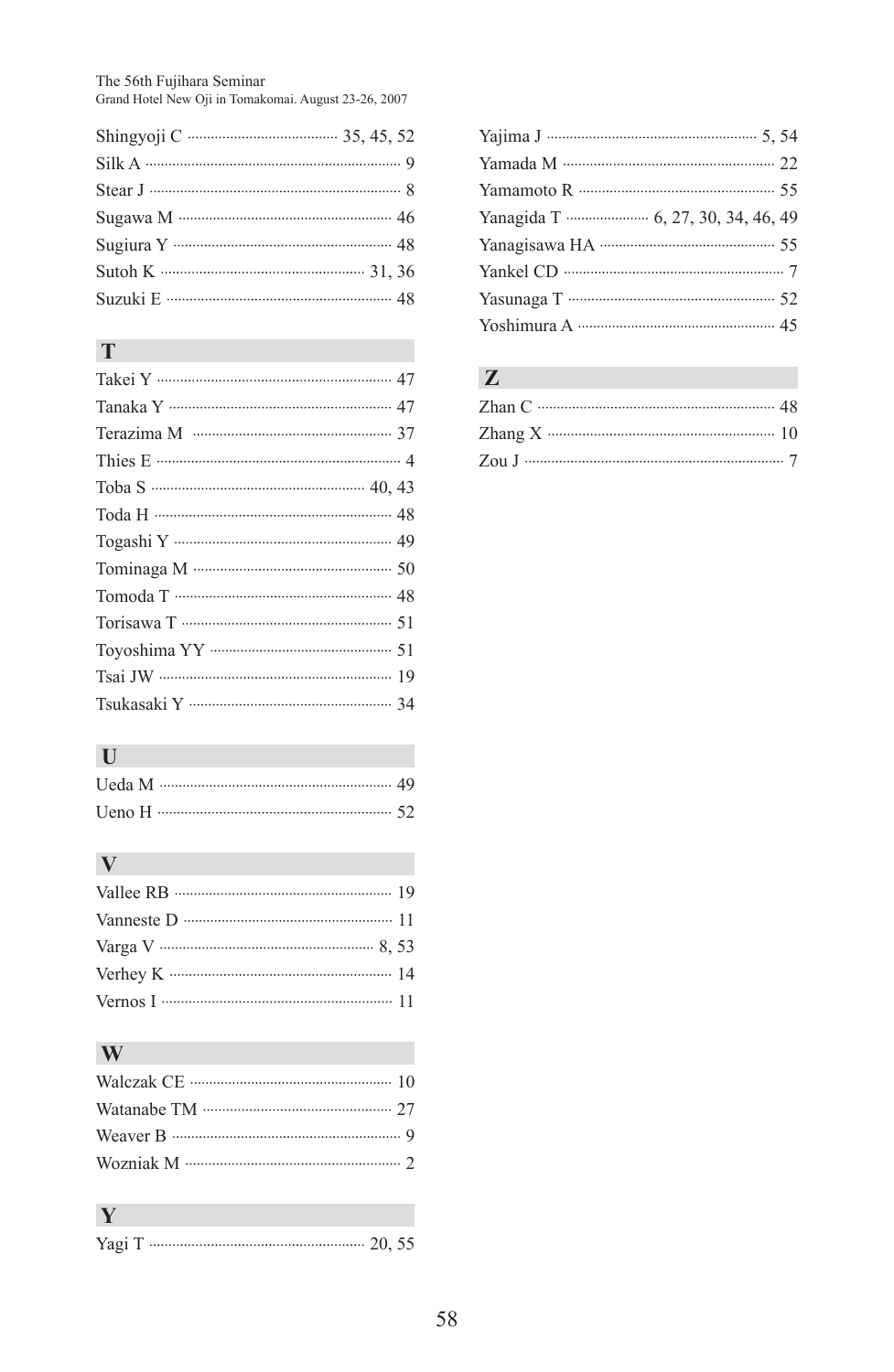Shingyoji C ........................................ 35, 45, 52
Silk A ........................................ 9
Stear J ........................................ 8
Sugawa M ........................................ 46
Sugiura Y ........................................ 48
Sutoh K ........................................ 31, 36
Suzuki E ........................................ 48

## T

Takei Y ........................................ 47
Tanaka Y ........................................ 47
Terazima M ........................................ 37
Thies E ........................................ 4
Toba S ........................................ 40, 43
Toda H ........................................ 48
Togashi Y ........................................ 49
Tominaga M ........................................ 50
Tomoda T ........................................ 48
Torisawa T ........................................ 51
Toyoshima YY ........................................ 51
Tsai JW ........................................ 19
Tsukasaki Y ........................................ 34

## U

Ueda M ........................................ 49
Ueno H ........................................ 52

## V

Vallee RB ........................................ 19
Vanneste D ........................................ 11
Varga V ........................................ 8, 53
Verhey K ........................................ 14
Vernos I ........................................ 11

## W

Walczak CE ........................................ 10
Watanabe TM ........................................ 27
Weaver B ........................................ 9
Wozniak M ........................................ 2

## Y

Yagi T ........................................ 20, 55
Yajima J ........................................ 5, 54
Yamada M ........................................ 22
Yamamoto R ........................................ 55
Yanagida T ........................................ 6, 27, 30, 34, 46, 49
Yanagisawa HA ........................................ 55
Yankel CD ........................................ 7
Yasunaga T ........................................ 52
Yoshimura A ........................................ 45

## Z

Zhan C ........................................ 48
Zhang X ........................................ 10
Zou J ........................................ 7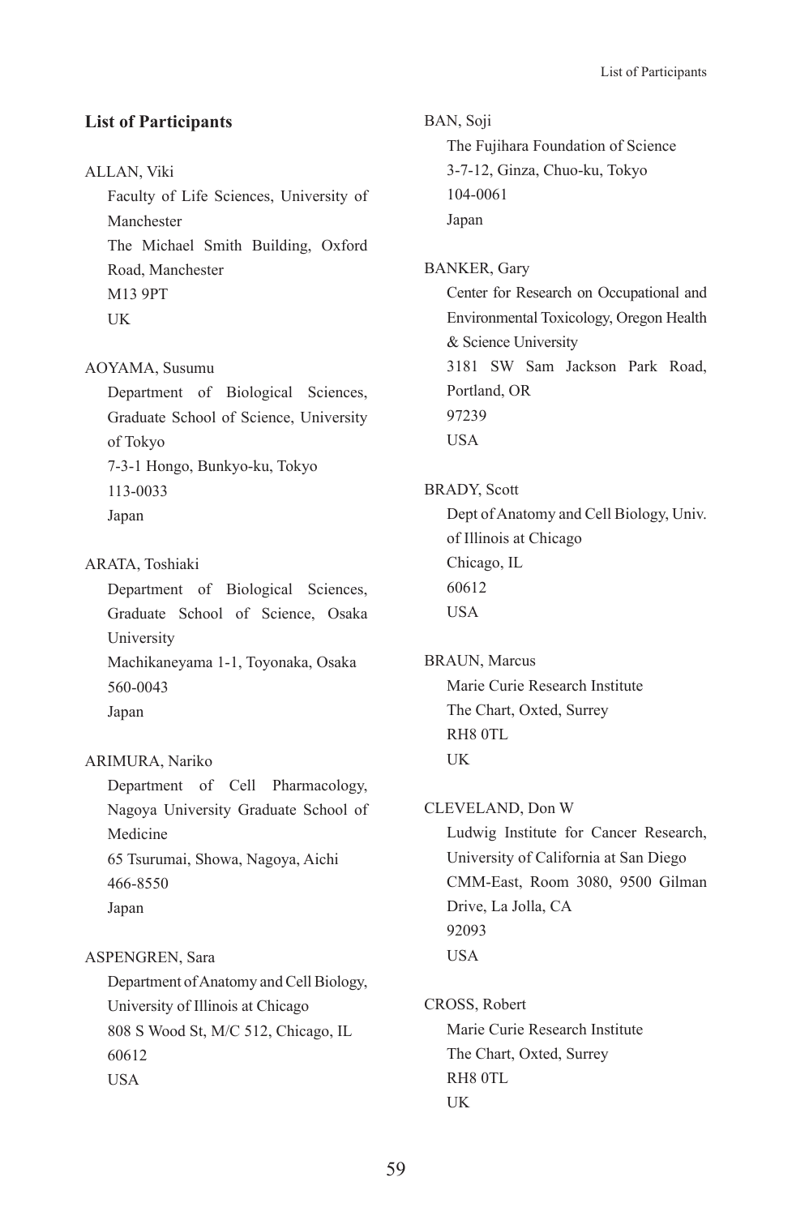## List of Participants

ALLAN, Viki
Faculty of Life Sciences, University of Manchester
The Michael Smith Building, Oxford Road, Manchester
M13 9PT
UK

AOYAMA, Susumu
Department of Biological Sciences, Graduate School of Science, University of Tokyo
7-3-1 Hongo, Bunkyo-ku, Tokyo
113-0033
Japan

ARATA, Toshiaki
Department of Biological Sciences, Graduate School of Science, Osaka University
Machikaneyama 1-1, Toyonaka, Osaka
560-0043
Japan

ARIMURA, Nariko
Department of Cell Pharmacology, Nagoya University Graduate School of Medicine
65 Tsurumai, Showa, Nagoya, Aichi
466-8550
Japan

ASPENGREN, Sara
Department of Anatomy and Cell Biology, University of Illinois at Chicago
808 S Wood St, M/C 512, Chicago, IL
60612
USA

BAN, Soji
The Fujihara Foundation of Science
3-7-12, Ginza, Chuo-ku, Tokyo
104-0061
Japan

BANKER, Gary
Center for Research on Occupational and Environmental Toxicology, Oregon Health & Science University
3181 SW Sam Jackson Park Road, Portland, OR
97239
USA

BRADY, Scott
Dept of Anatomy and Cell Biology, Univ. of Illinois at Chicago
Chicago, IL
60612
USA

BRAUN, Marcus
Marie Curie Research Institute
The Chart, Oxted, Surrey
RH8 0TL
UK

CLEVELAND, Don W
Ludwig Institute for Cancer Research, University of California at San Diego
CMM-East, Room 3080, 9500 Gilman Drive, La Jolla, CA
92093
USA

CROSS, Robert
Marie Curie Research Institute
The Chart, Oxted, Surrey
RH8 0TL
UK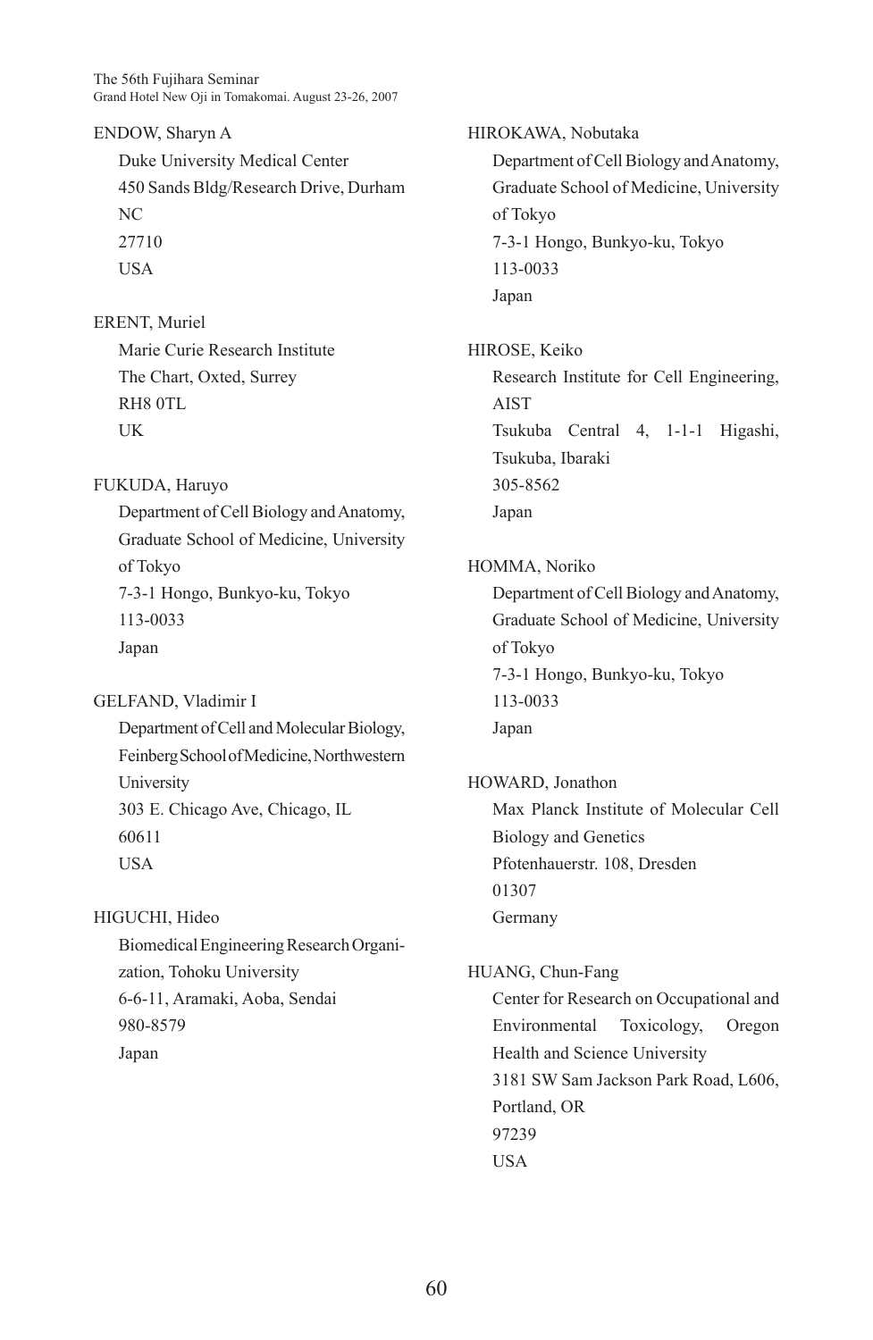ENDOW, Sharyn A

Duke University Medical Center
450 Sands Bldg/Research Drive, Durham
NC
27710
USA

ERENT, Muriel

Marie Curie Research Institute
The Chart, Oxted, Surrey
RH8 0TL
UK

FUKUDA, Haruyo

Department of Cell Biology and Anatomy, Graduate School of Medicine, University of Tokyo
7-3-1 Hongo, Bunkyo-ku, Tokyo
113-0033
Japan

GELFAND, Vladimir I

Department of Cell and Molecular Biology, Feinberg School of Medicine, Northwestern University
303 E. Chicago Ave, Chicago, IL
60611
USA

HIGUCHI, Hideo

Biomedical Engineering Research Organization, Tohoku University
6-6-11, Aramaki, Aoba, Sendai
980-8579
Japan

HIROKAWA, Nobutaka

Department of Cell Biology and Anatomy, Graduate School of Medicine, University of Tokyo
7-3-1 Hongo, Bunkyo-ku, Tokyo
113-0033
Japan

HIROSE, Keiko

Research Institute for Cell Engineering, AIST
Tsukuba Central 4, 1-1-1 Higashi, Tsukuba, Ibaraki
305-8562
Japan

HOMMA, Noriko

Department of Cell Biology and Anatomy, Graduate School of Medicine, University of Tokyo
7-3-1 Hongo, Bunkyo-ku, Tokyo
113-0033
Japan

HOWARD, Jonathon

Max Planck Institute of Molecular Cell Biology and Genetics
Pfotenhauerstr. 108, Dresden
01307
Germany

HUANG, Chun-Fang

Center for Research on Occupational and Environmental Toxicology, Oregon Health and Science University
3181 SW Sam Jackson Park Road, L606, Portland, OR
97239
USA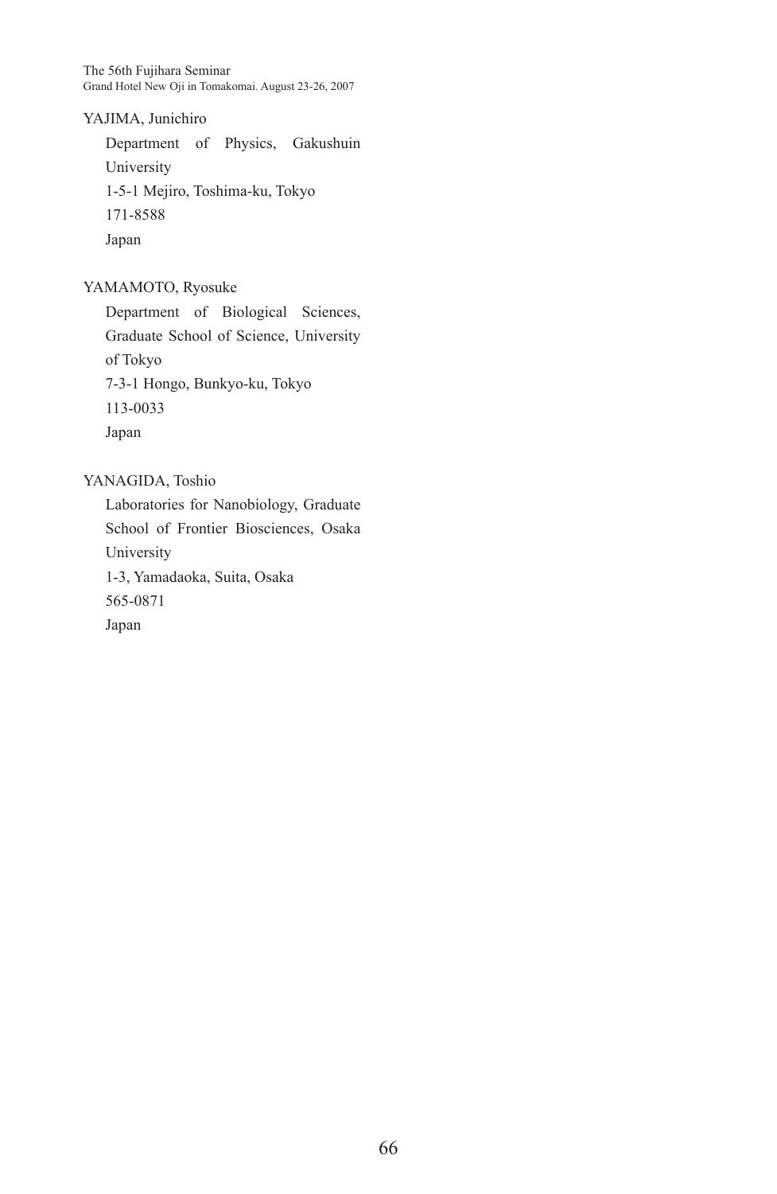YAJIMA, Junichiro

Department of Physics, Gakushuin University
1-5-1 Mejiro, Toshima-ku, Tokyo
171-8588
Japan

YAMAMOTO, Ryosuke

Department of Biological Sciences, Graduate School of Science, University of Tokyo
7-3-1 Hongo, Bunkyo-ku, Tokyo
113-0033
Japan

YANAGIDA, Toshio

Laboratories for Nanobiology, Graduate School of Frontier Biosciences, Osaka University
1-3, Yamadaoka, Suita, Osaka
565-0871
Japan